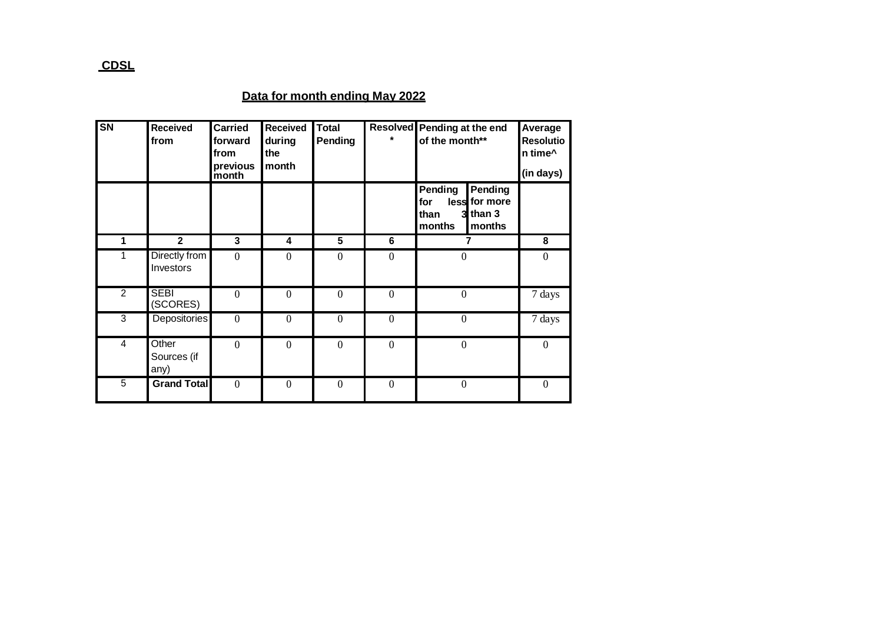**CDSL**

**Data for month ending May 2022**

| SN | Received from | Carried forward from previous month | Received during the month | Total Pending | Resolved* | Pending at the end of the month** | | Average Resolution time^ (in days) |
|---|---|---|---|---|---|---|---|---|
| | | | | | | Pending for less than 3 months | Pending for more than 3 months | |
| 1 | 2 | 3 | 4 | 5 | 6 | 7 | | 8 |
| 1 | Directly from Investors | 0 | 0 | 0 | 0 | 0 | | 0 |
| 2 | SEBI (SCORES) | 0 | 0 | 0 | 0 | 0 | | 7 days |
| 3 | Depositories | 0 | 0 | 0 | 0 | 0 | | 7 days |
| 4 | Other Sources (if any) | 0 | 0 | 0 | 0 | 0 | | 0 |
| 5 | **Grand Total** | 0 | 0 | 0 | 0 | 0 | | 0 |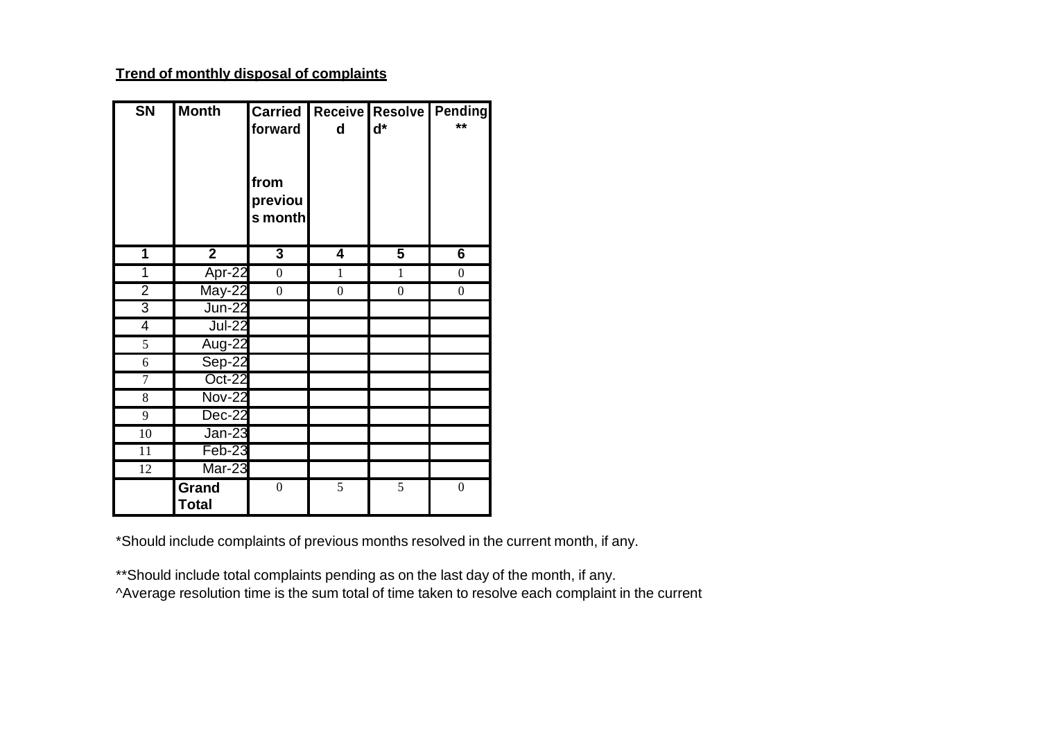**Trend of monthly disposal of complaints**

| SN | Month | Carried forward from previous month | Received | Resolved* | Pending ** |
|---|---|---|---|---|---|
| 1 | 2 | 3 | 4 | 5 | 6 |
| 1 | Apr-22 | 0 | 1 | 1 | 0 |
| 2 | May-22 | 0 | 0 | 0 | 0 |
| 3 | Jun-22 | | | | |
| 4 | Jul-22 | | | | |
| 5 | Aug-22 | | | | |
| 6 | Sep-22 | | | | |
| 7 | Oct-22 | | | | |
| 8 | Nov-22 | | | | |
| 9 | Dec-22 | | | | |
| 10 | Jan-23 | | | | |
| 11 | Feb-23 | | | | |
| 12 | Mar-23 | | | | |
| | Grand Total | 0 | 5 | 5 | 0 |

*Should include complaints of previous months resolved in the current month, if any.

**Should include total complaints pending as on the last day of the month, if any.

^Average resolution time is the sum total of time taken to resolve each complaint in the current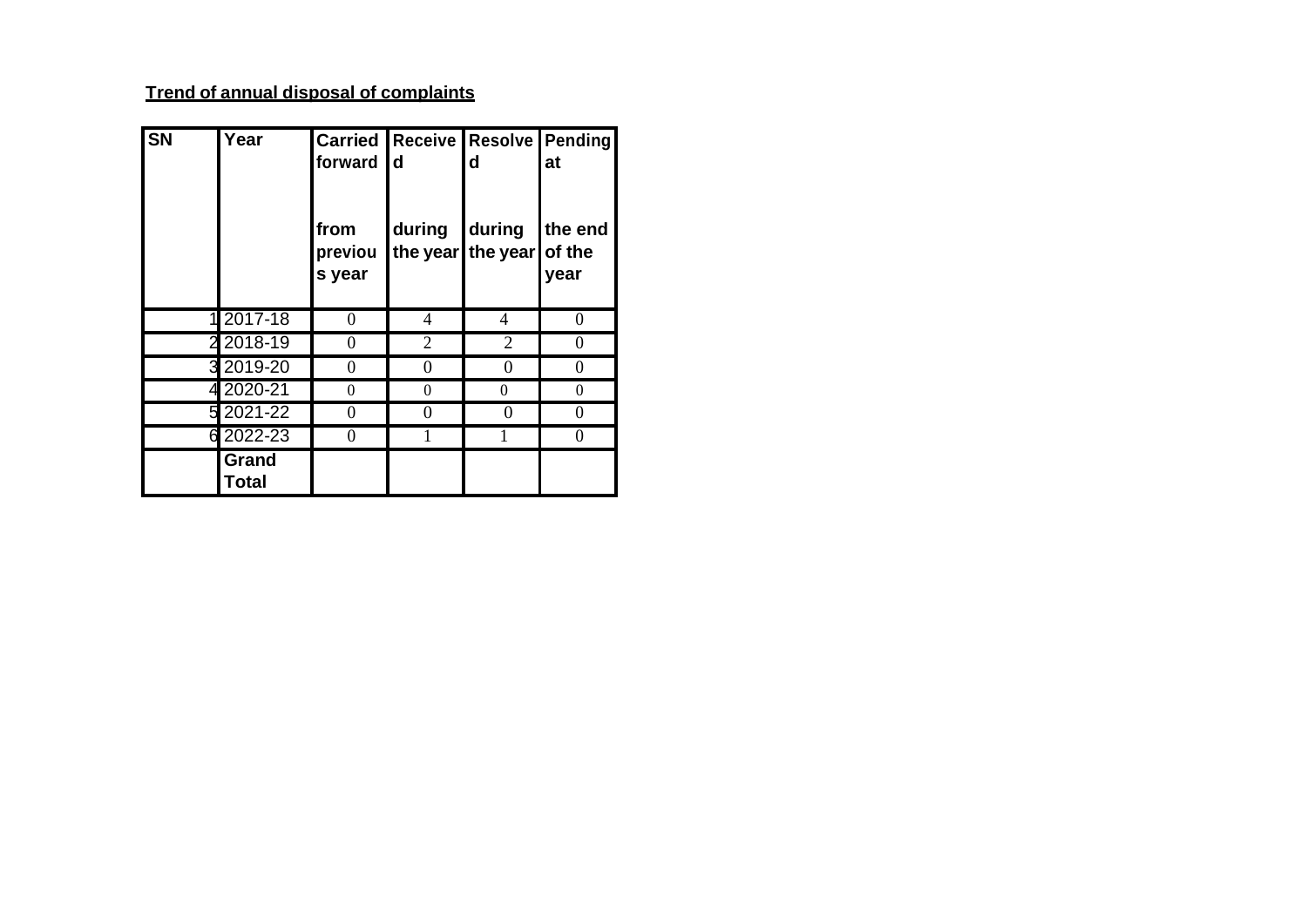**Trend of annual disposal of complaints**

| SN | Year | Carried forward from previous year | Received during the year | Resolved during the year | Pending at the end of the year |
|---|---|---|---|---|---|
| 1 | 2017-18 | 0 | 4 | 4 | 0 |
| 2 | 2018-19 | 0 | 2 | 2 | 0 |
| 3 | 2019-20 | 0 | 0 | 0 | 0 |
| 4 | 2020-21 | 0 | 0 | 0 | 0 |
| 5 | 2021-22 | 0 | 0 | 0 | 0 |
| 6 | 2022-23 | 0 | 1 | 1 | 0 |
| | **Grand Total** | | | | |